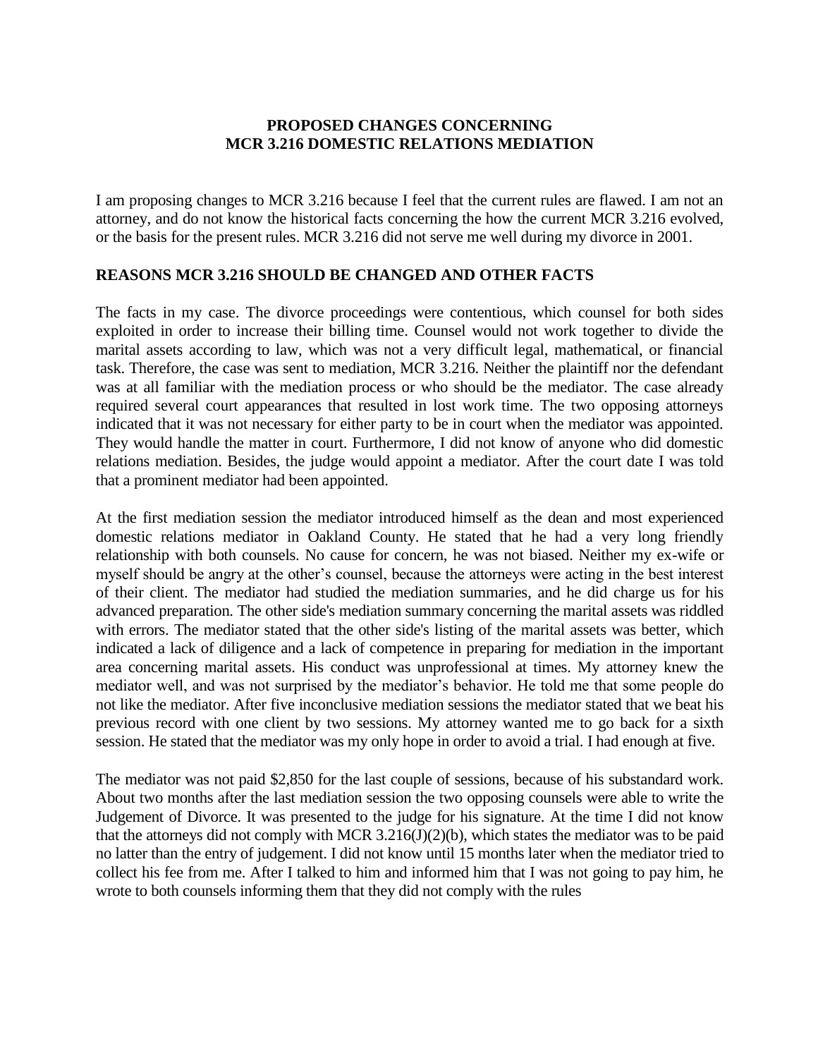**PROPOSED CHANGES CONCERNING**
**MCR 3.216 DOMESTIC RELATIONS MEDIATION**

I am proposing changes to MCR 3.216 because I feel that the current rules are flawed. I am not an attorney, and do not know the historical facts concerning the how the current MCR 3.216 evolved, or the basis for the present rules. MCR 3.216 did not serve me well during my divorce in 2001.

## REASONS MCR 3.216 SHOULD BE CHANGED AND OTHER FACTS

The facts in my case. The divorce proceedings were contentious, which counsel for both sides exploited in order to increase their billing time. Counsel would not work together to divide the marital assets according to law, which was not a very difficult legal, mathematical, or financial task. Therefore, the case was sent to mediation, MCR 3.216. Neither the plaintiff nor the defendant was at all familiar with the mediation process or who should be the mediator. The case already required several court appearances that resulted in lost work time. The two opposing attorneys indicated that it was not necessary for either party to be in court when the mediator was appointed. They would handle the matter in court. Furthermore, I did not know of anyone who did domestic relations mediation. Besides, the judge would appoint a mediator. After the court date I was told that a prominent mediator had been appointed.

At the first mediation session the mediator introduced himself as the dean and most experienced domestic relations mediator in Oakland County. He stated that he had a very long friendly relationship with both counsels. No cause for concern, he was not biased. Neither my ex-wife or myself should be angry at the other's counsel, because the attorneys were acting in the best interest of their client. The mediator had studied the mediation summaries, and he did charge us for his advanced preparation. The other side's mediation summary concerning the marital assets was riddled with errors. The mediator stated that the other side's listing of the marital assets was better, which indicated a lack of diligence and a lack of competence in preparing for mediation in the important area concerning marital assets. His conduct was unprofessional at times. My attorney knew the mediator well, and was not surprised by the mediator's behavior. He told me that some people do not like the mediator. After five inconclusive mediation sessions the mediator stated that we beat his previous record with one client by two sessions. My attorney wanted me to go back for a sixth session. He stated that the mediator was my only hope in order to avoid a trial. I had enough at five.

The mediator was not paid $2,850 for the last couple of sessions, because of his substandard work. About two months after the last mediation session the two opposing counsels were able to write the Judgement of Divorce. It was presented to the judge for his signature. At the time I did not know that the attorneys did not comply with MCR 3.216(J)(2)(b), which states the mediator was to be paid no latter than the entry of judgement. I did not know until 15 months later when the mediator tried to collect his fee from me. After I talked to him and informed him that I was not going to pay him, he wrote to both counsels informing them that they did not comply with the rules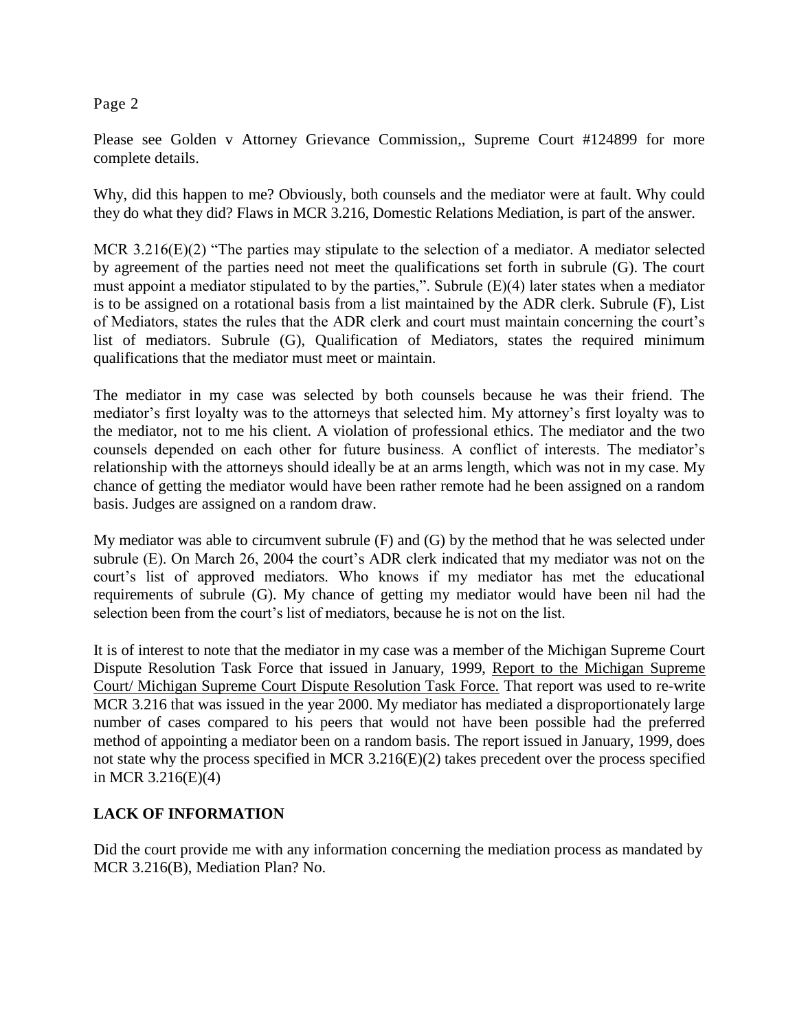Please see Golden v Attorney Grievance Commission,, Supreme Court #124899 for more complete details.

Why, did this happen to me? Obviously, both counsels and the mediator were at fault. Why could they do what they did? Flaws in MCR 3.216, Domestic Relations Mediation, is part of the answer.

MCR 3.216(E)(2) "The parties may stipulate to the selection of a mediator. A mediator selected by agreement of the parties need not meet the qualifications set forth in subrule (G). The court must appoint a mediator stipulated to by the parties,". Subrule (E)(4) later states when a mediator is to be assigned on a rotational basis from a list maintained by the ADR clerk. Subrule (F), List of Mediators, states the rules that the ADR clerk and court must maintain concerning the court's list of mediators. Subrule (G), Qualification of Mediators, states the required minimum qualifications that the mediator must meet or maintain.

The mediator in my case was selected by both counsels because he was their friend. The mediator's first loyalty was to the attorneys that selected him. My attorney's first loyalty was to the mediator, not to me his client. A violation of professional ethics. The mediator and the two counsels depended on each other for future business. A conflict of interests. The mediator's relationship with the attorneys should ideally be at an arms length, which was not in my case. My chance of getting the mediator would have been rather remote had he been assigned on a random basis. Judges are assigned on a random draw.

My mediator was able to circumvent subrule (F) and (G) by the method that he was selected under subrule (E). On March 26, 2004 the court's ADR clerk indicated that my mediator was not on the court's list of approved mediators. Who knows if my mediator has met the educational requirements of subrule (G). My chance of getting my mediator would have been nil had the selection been from the court's list of mediators, because he is not on the list.

It is of interest to note that the mediator in my case was a member of the Michigan Supreme Court Dispute Resolution Task Force that issued in January, 1999, Report to the Michigan Supreme Court/ Michigan Supreme Court Dispute Resolution Task Force. That report was used to re-write MCR 3.216 that was issued in the year 2000. My mediator has mediated a disproportionately large number of cases compared to his peers that would not have been possible had the preferred method of appointing a mediator been on a random basis. The report issued in January, 1999, does not state why the process specified in MCR 3.216(E)(2) takes precedent over the process specified in MCR 3.216(E)(4)

## LACK OF INFORMATION

Did the court provide me with any information concerning the mediation process as mandated by MCR 3.216(B), Mediation Plan? No.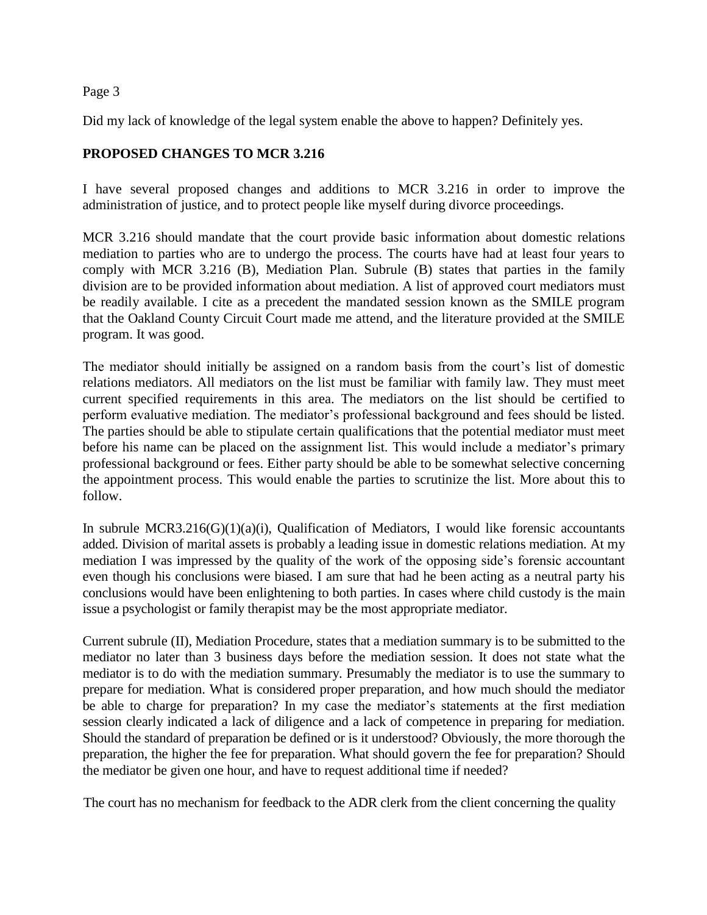Did my lack of knowledge of the legal system enable the above to happen? Definitely yes.

## PROPOSED CHANGES TO MCR 3.216

I have several proposed changes and additions to MCR 3.216 in order to improve the administration of justice, and to protect people like myself during divorce proceedings.

MCR 3.216 should mandate that the court provide basic information about domestic relations mediation to parties who are to undergo the process. The courts have had at least four years to comply with MCR 3.216 (B), Mediation Plan. Subrule (B) states that parties in the family division are to be provided information about mediation. A list of approved court mediators must be readily available. I cite as a precedent the mandated session known as the SMILE program that the Oakland County Circuit Court made me attend, and the literature provided at the SMILE program. It was good.

The mediator should initially be assigned on a random basis from the court's list of domestic relations mediators. All mediators on the list must be familiar with family law. They must meet current specified requirements in this area. The mediators on the list should be certified to perform evaluative mediation. The mediator's professional background and fees should be listed. The parties should be able to stipulate certain qualifications that the potential mediator must meet before his name can be placed on the assignment list. This would include a mediator's primary professional background or fees. Either party should be able to be somewhat selective concerning the appointment process. This would enable the parties to scrutinize the list. More about this to follow.

In subrule MCR3.216(G)(1)(a)(i), Qualification of Mediators, I would like forensic accountants added. Division of marital assets is probably a leading issue in domestic relations mediation. At my mediation I was impressed by the quality of the work of the opposing side's forensic accountant even though his conclusions were biased. I am sure that had he been acting as a neutral party his conclusions would have been enlightening to both parties. In cases where child custody is the main issue a psychologist or family therapist may be the most appropriate mediator.

Current subrule (II), Mediation Procedure, states that a mediation summary is to be submitted to the mediator no later than 3 business days before the mediation session. It does not state what the mediator is to do with the mediation summary. Presumably the mediator is to use the summary to prepare for mediation. What is considered proper preparation, and how much should the mediator be able to charge for preparation? In my case the mediator's statements at the first mediation session clearly indicated a lack of diligence and a lack of competence in preparing for mediation. Should the standard of preparation be defined or is it understood? Obviously, the more thorough the preparation, the higher the fee for preparation. What should govern the fee for preparation? Should the mediator be given one hour, and have to request additional time if needed?

The court has no mechanism for feedback to the ADR clerk from the client concerning the quality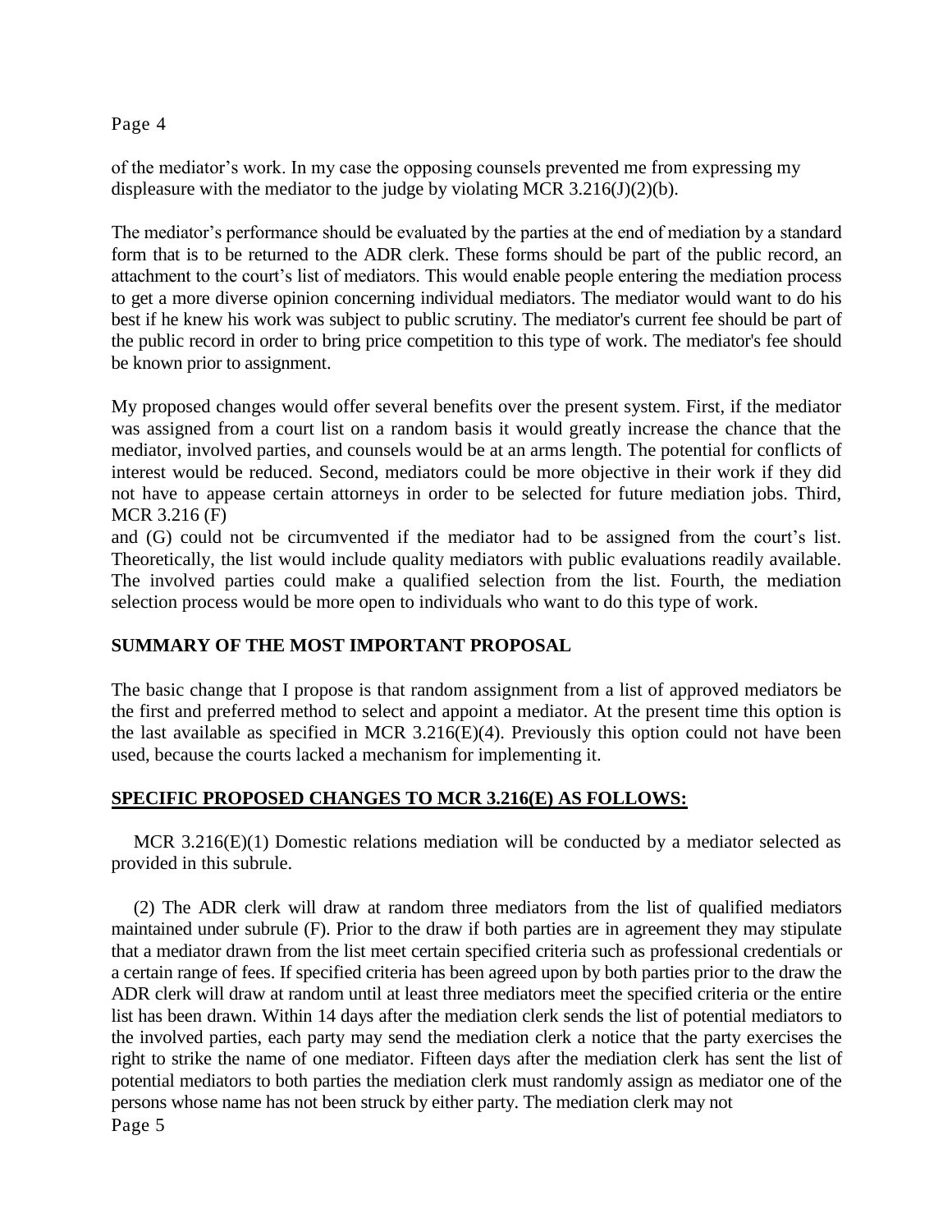of the mediator's work. In my case the opposing counsels prevented me from expressing my displeasure with the mediator to the judge by violating MCR 3.216(J)(2)(b).

The mediator's performance should be evaluated by the parties at the end of mediation by a standard form that is to be returned to the ADR clerk. These forms should be part of the public record, an attachment to the court's list of mediators. This would enable people entering the mediation process to get a more diverse opinion concerning individual mediators. The mediator would want to do his best if he knew his work was subject to public scrutiny. The mediator's current fee should be part of the public record in order to bring price competition to this type of work. The mediator's fee should be known prior to assignment.

My proposed changes would offer several benefits over the present system. First, if the mediator was assigned from a court list on a random basis it would greatly increase the chance that the mediator, involved parties, and counsels would be at an arms length. The potential for conflicts of interest would be reduced. Second, mediators could be more objective in their work if they did not have to appease certain attorneys in order to be selected for future mediation jobs. Third, MCR 3.216 (F) and (G) could not be circumvented if the mediator had to be assigned from the court's list. Theoretically, the list would include quality mediators with public evaluations readily available. The involved parties could make a qualified selection from the list. Fourth, the mediation selection process would be more open to individuals who want to do this type of work.

## SUMMARY OF THE MOST IMPORTANT PROPOSAL

The basic change that I propose is that random assignment from a list of approved mediators be the first and preferred method to select and appoint a mediator. At the present time this option is the last available as specified in MCR 3.216(E)(4). Previously this option could not have been used, because the courts lacked a mechanism for implementing it.

## SPECIFIC PROPOSED CHANGES TO MCR 3.216(E) AS FOLLOWS:

MCR 3.216(E)(1) Domestic relations mediation will be conducted by a mediator selected as provided in this subrule.

(2) The ADR clerk will draw at random three mediators from the list of qualified mediators maintained under subrule (F). Prior to the draw if both parties are in agreement they may stipulate that a mediator drawn from the list meet certain specified criteria such as professional credentials or a certain range of fees. If specified criteria has been agreed upon by both parties prior to the draw the ADR clerk will draw at random until at least three mediators meet the specified criteria or the entire list has been drawn. Within 14 days after the mediation clerk sends the list of potential mediators to the involved parties, each party may send the mediation clerk a notice that the party exercises the right to strike the name of one mediator. Fifteen days after the mediation clerk has sent the list of potential mediators to both parties the mediation clerk must randomly assign as mediator one of the persons whose name has not been struck by either party. The mediation clerk may not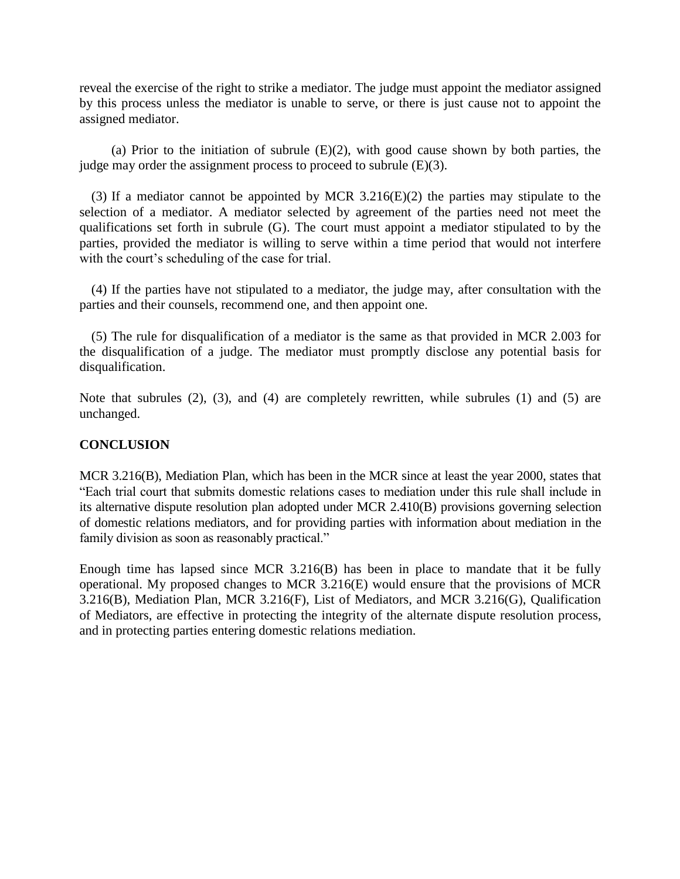reveal the exercise of the right to strike a mediator. The judge must appoint the mediator assigned by this process unless the mediator is unable to serve, or there is just cause not to appoint the assigned mediator.

(a) Prior to the initiation of subrule (E)(2), with good cause shown by both parties, the judge may order the assignment process to proceed to subrule (E)(3).

(3) If a mediator cannot be appointed by MCR 3.216(E)(2) the parties may stipulate to the selection of a mediator. A mediator selected by agreement of the parties need not meet the qualifications set forth in subrule (G). The court must appoint a mediator stipulated to by the parties, provided the mediator is willing to serve within a time period that would not interfere with the court's scheduling of the case for trial.

(4) If the parties have not stipulated to a mediator, the judge may, after consultation with the parties and their counsels, recommend one, and then appoint one.

(5) The rule for disqualification of a mediator is the same as that provided in MCR 2.003 for the disqualification of a judge. The mediator must promptly disclose any potential basis for disqualification.

Note that subrules (2), (3), and (4) are completely rewritten, while subrules (1) and (5) are unchanged.

**CONCLUSION**

MCR 3.216(B), Mediation Plan, which has been in the MCR since at least the year 2000, states that "Each trial court that submits domestic relations cases to mediation under this rule shall include in its alternative dispute resolution plan adopted under MCR 2.410(B) provisions governing selection of domestic relations mediators, and for providing parties with information about mediation in the family division as soon as reasonably practical."

Enough time has lapsed since MCR 3.216(B) has been in place to mandate that it be fully operational. My proposed changes to MCR 3.216(E) would ensure that the provisions of MCR 3.216(B), Mediation Plan, MCR 3.216(F), List of Mediators, and MCR 3.216(G), Qualification of Mediators, are effective in protecting the integrity of the alternate dispute resolution process, and in protecting parties entering domestic relations mediation.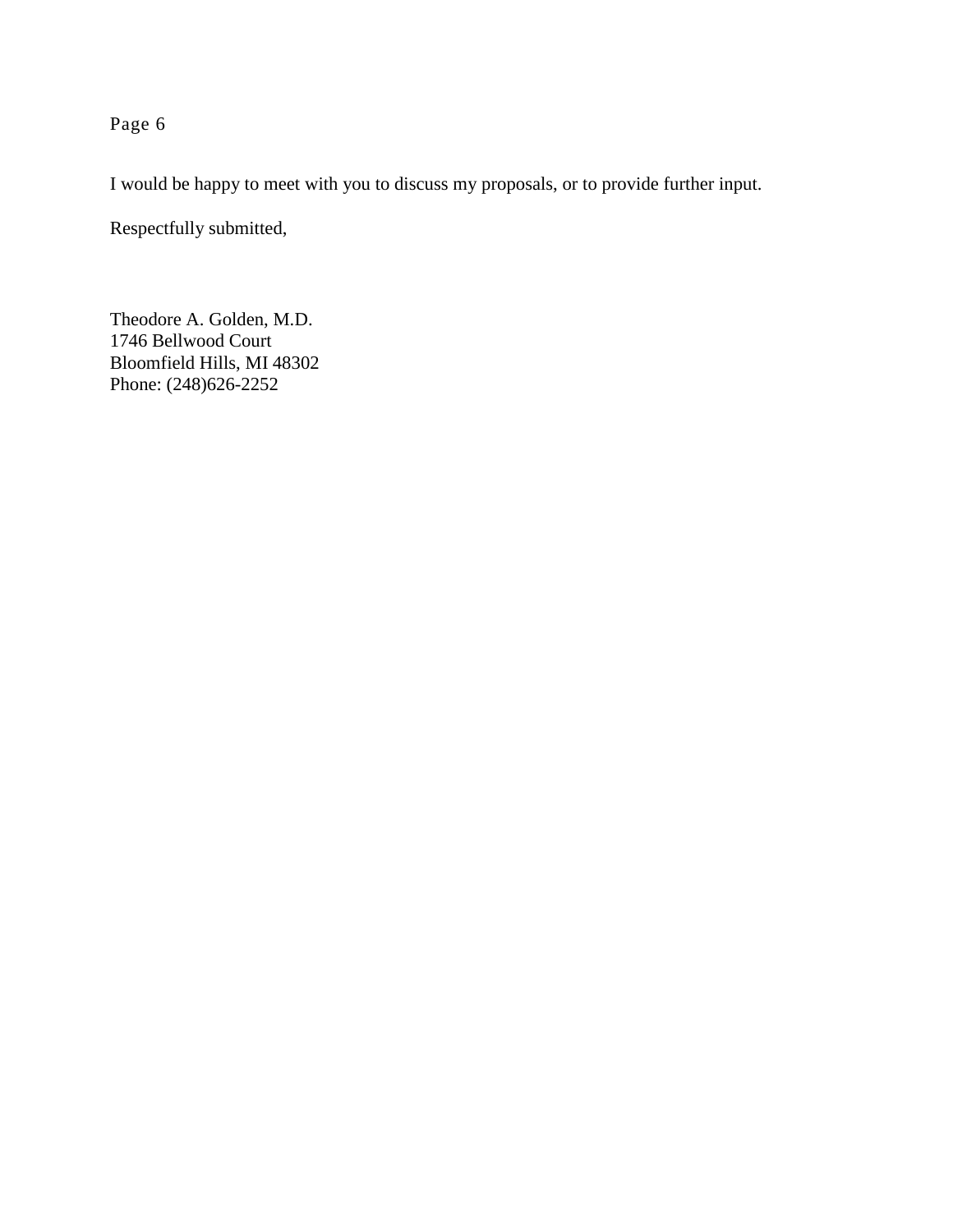I would be happy to meet with you to discuss my proposals, or to provide further input.

Respectfully submitted,

Theodore A. Golden, M.D.
1746 Bellwood Court
Bloomfield Hills, MI 48302
Phone: (248)626-2252